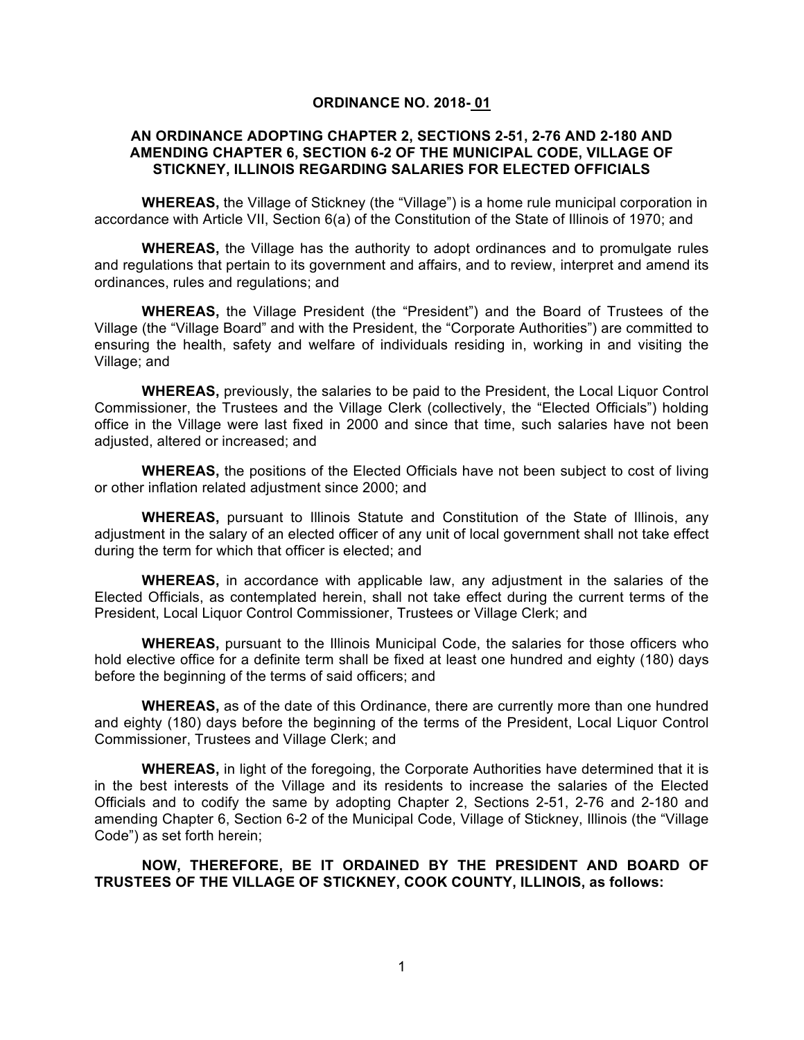**ORDINANCE NO. 2018- 01**

**AN ORDINANCE ADOPTING CHAPTER 2, SECTIONS 2-51, 2-76 AND 2-180 AND AMENDING CHAPTER 6, SECTION 6-2 OF THE MUNICIPAL CODE, VILLAGE OF STICKNEY, ILLINOIS REGARDING SALARIES FOR ELECTED OFFICIALS**

**WHEREAS,** the Village of Stickney (the "Village") is a home rule municipal corporation in accordance with Article VII, Section 6(a) of the Constitution of the State of Illinois of 1970; and

**WHEREAS,** the Village has the authority to adopt ordinances and to promulgate rules and regulations that pertain to its government and affairs, and to review, interpret and amend its ordinances, rules and regulations; and

**WHEREAS,** the Village President (the "President") and the Board of Trustees of the Village (the "Village Board" and with the President, the "Corporate Authorities") are committed to ensuring the health, safety and welfare of individuals residing in, working in and visiting the Village; and

**WHEREAS,** previously, the salaries to be paid to the President, the Local Liquor Control Commissioner, the Trustees and the Village Clerk (collectively, the "Elected Officials") holding office in the Village were last fixed in 2000 and since that time, such salaries have not been adjusted, altered or increased; and

**WHEREAS,** the positions of the Elected Officials have not been subject to cost of living or other inflation related adjustment since 2000; and

**WHEREAS,** pursuant to Illinois Statute and Constitution of the State of Illinois, any adjustment in the salary of an elected officer of any unit of local government shall not take effect during the term for which that officer is elected; and

**WHEREAS,** in accordance with applicable law, any adjustment in the salaries of the Elected Officials, as contemplated herein, shall not take effect during the current terms of the President, Local Liquor Control Commissioner, Trustees or Village Clerk; and

**WHEREAS,** pursuant to the Illinois Municipal Code, the salaries for those officers who hold elective office for a definite term shall be fixed at least one hundred and eighty (180) days before the beginning of the terms of said officers; and

**WHEREAS,** as of the date of this Ordinance, there are currently more than one hundred and eighty (180) days before the beginning of the terms of the President, Local Liquor Control Commissioner, Trustees and Village Clerk; and

**WHEREAS,** in light of the foregoing, the Corporate Authorities have determined that it is in the best interests of the Village and its residents to increase the salaries of the Elected Officials and to codify the same by adopting Chapter 2, Sections 2-51, 2-76 and 2-180 and amending Chapter 6, Section 6-2 of the Municipal Code, Village of Stickney, Illinois (the "Village Code") as set forth herein;

**NOW, THEREFORE, BE IT ORDAINED BY THE PRESIDENT AND BOARD OF TRUSTEES OF THE VILLAGE OF STICKNEY, COOK COUNTY, ILLINOIS, as follows:**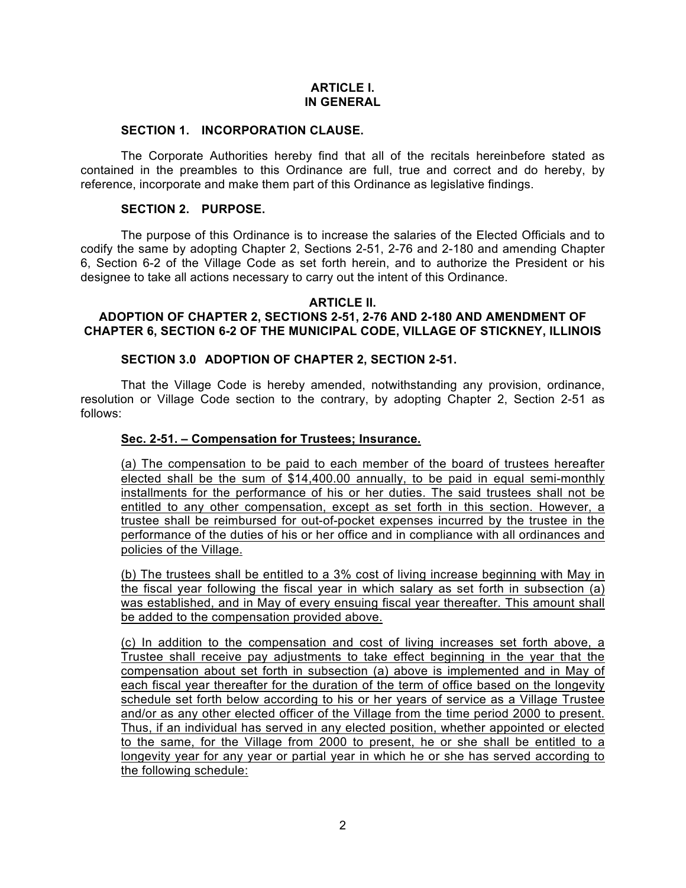## ARTICLE I.
## IN GENERAL

### SECTION 1. INCORPORATION CLAUSE.

The Corporate Authorities hereby find that all of the recitals hereinbefore stated as contained in the preambles to this Ordinance are full, true and correct and do hereby, by reference, incorporate and make them part of this Ordinance as legislative findings.

### SECTION 2. PURPOSE.

The purpose of this Ordinance is to increase the salaries of the Elected Officials and to codify the same by adopting Chapter 2, Sections 2-51, 2-76 and 2-180 and amending Chapter 6, Section 6-2 of the Village Code as set forth herein, and to authorize the President or his designee to take all actions necessary to carry out the intent of this Ordinance.

## ARTICLE II.
## ADOPTION OF CHAPTER 2, SECTIONS 2-51, 2-76 AND 2-180 AND AMENDMENT OF CHAPTER 6, SECTION 6-2 OF THE MUNICIPAL CODE, VILLAGE OF STICKNEY, ILLINOIS

### SECTION 3.0 ADOPTION OF CHAPTER 2, SECTION 2-51.

That the Village Code is hereby amended, notwithstanding any provision, ordinance, resolution or Village Code section to the contrary, by adopting Chapter 2, Section 2-51 as follows:

**Sec. 2-51. – Compensation for Trustees; Insurance.**

(a) The compensation to be paid to each member of the board of trustees hereafter elected shall be the sum of $14,400.00 annually, to be paid in equal semi-monthly installments for the performance of his or her duties. The said trustees shall not be entitled to any other compensation, except as set forth in this section. However, a trustee shall be reimbursed for out-of-pocket expenses incurred by the trustee in the performance of the duties of his or her office and in compliance with all ordinances and policies of the Village.

(b) The trustees shall be entitled to a 3% cost of living increase beginning with May in the fiscal year following the fiscal year in which salary as set forth in subsection (a) was established, and in May of every ensuing fiscal year thereafter. This amount shall be added to the compensation provided above.

(c) In addition to the compensation and cost of living increases set forth above, a Trustee shall receive pay adjustments to take effect beginning in the year that the compensation about set forth in subsection (a) above is implemented and in May of each fiscal year thereafter for the duration of the term of office based on the longevity schedule set forth below according to his or her years of service as a Village Trustee and/or as any other elected officer of the Village from the time period 2000 to present. Thus, if an individual has served in any elected position, whether appointed or elected to the same, for the Village from 2000 to present, he or she shall be entitled to a longevity year for any year or partial year in which he or she has served according to the following schedule: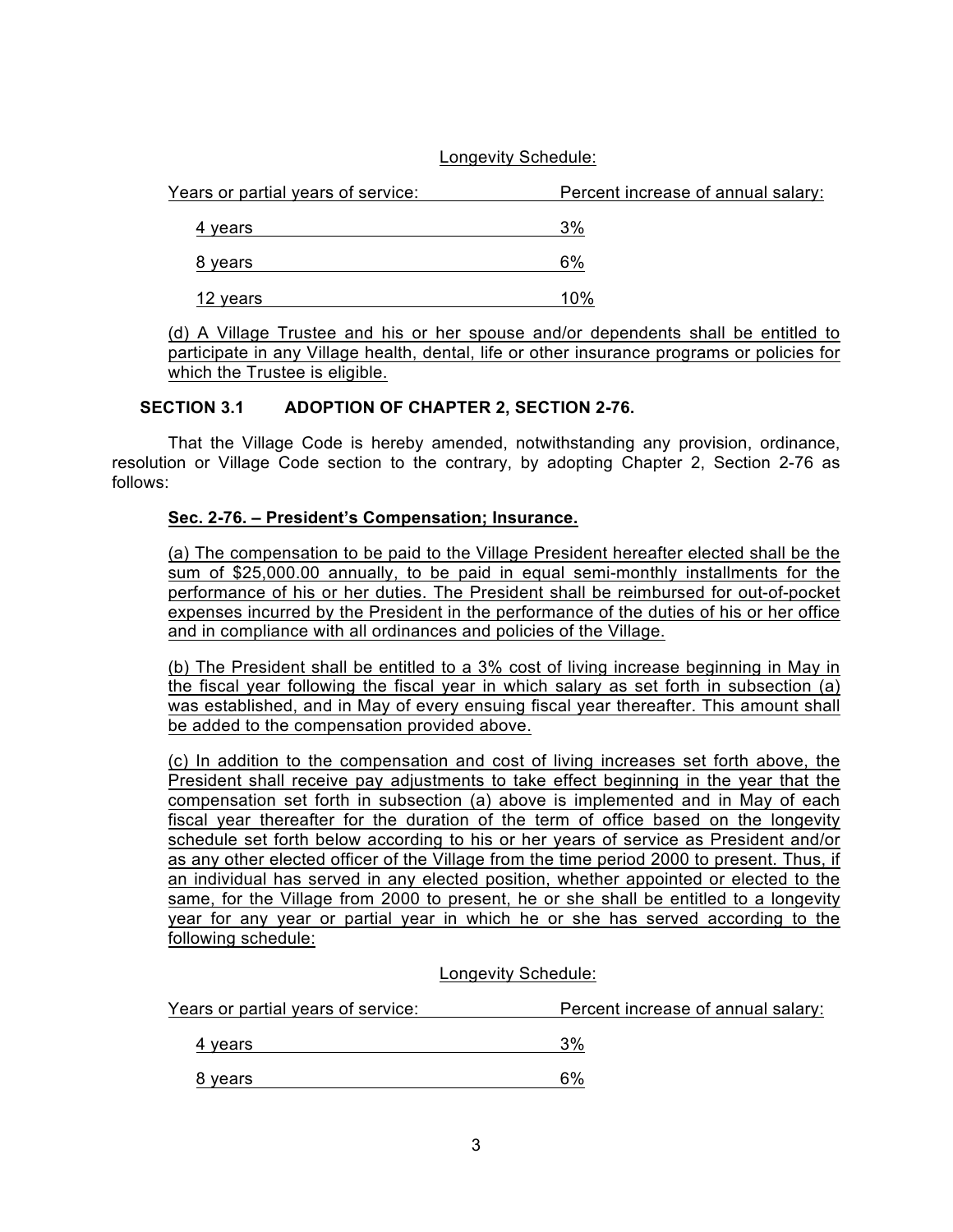Longevity Schedule:

| Years or partial years of service: | Percent increase of annual salary: |
| --- | --- |
| 4 years | 3% |
| 8 years | 6% |
| 12 years | 10% |

(d) A Village Trustee and his or her spouse and/or dependents shall be entitled to participate in any Village health, dental, life or other insurance programs or policies for which the Trustee is eligible.

**SECTION 3.1 ADOPTION OF CHAPTER 2, SECTION 2-76.**

That the Village Code is hereby amended, notwithstanding any provision, ordinance, resolution or Village Code section to the contrary, by adopting Chapter 2, Section 2-76 as follows:

**Sec. 2-76. – President's Compensation; Insurance.**

(a) The compensation to be paid to the Village President hereafter elected shall be the sum of $25,000.00 annually, to be paid in equal semi-monthly installments for the performance of his or her duties. The President shall be reimbursed for out-of-pocket expenses incurred by the President in the performance of the duties of his or her office and in compliance with all ordinances and policies of the Village.

(b) The President shall be entitled to a 3% cost of living increase beginning in May in the fiscal year following the fiscal year in which salary as set forth in subsection (a) was established, and in May of every ensuing fiscal year thereafter. This amount shall be added to the compensation provided above.

(c) In addition to the compensation and cost of living increases set forth above, the President shall receive pay adjustments to take effect beginning in the year that the compensation set forth in subsection (a) above is implemented and in May of each fiscal year thereafter for the duration of the term of office based on the longevity schedule set forth below according to his or her years of service as President and/or as any other elected officer of the Village from the time period 2000 to present. Thus, if an individual has served in any elected position, whether appointed or elected to the same, for the Village from 2000 to present, he or she shall be entitled to a longevity year for any year or partial year in which he or she has served according to the following schedule:

Longevity Schedule:

| Years or partial years of service: | Percent increase of annual salary: |
| --- | --- |
| 4 years | 3% |
| 8 years | 6% |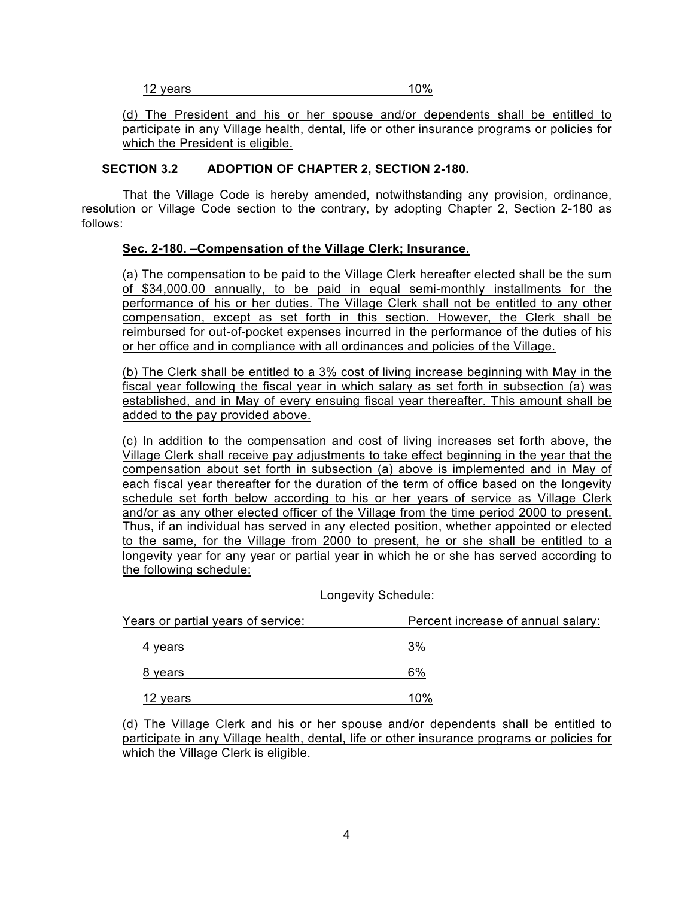| 12 years | 10% |
|---|---|

(d) The President and his or her spouse and/or dependents shall be entitled to participate in any Village health, dental, life or other insurance programs or policies for which the President is eligible.

**SECTION 3.2 ADOPTION OF CHAPTER 2, SECTION 2-180.**

That the Village Code is hereby amended, notwithstanding any provision, ordinance, resolution or Village Code section to the contrary, by adopting Chapter 2, Section 2-180 as follows:

**Sec. 2-180. –Compensation of the Village Clerk; Insurance.**

(a) The compensation to be paid to the Village Clerk hereafter elected shall be the sum of $34,000.00 annually, to be paid in equal semi-monthly installments for the performance of his or her duties. The Village Clerk shall not be entitled to any other compensation, except as set forth in this section. However, the Clerk shall be reimbursed for out-of-pocket expenses incurred in the performance of the duties of his or her office and in compliance with all ordinances and policies of the Village.

(b) The Clerk shall be entitled to a 3% cost of living increase beginning with May in the fiscal year following the fiscal year in which salary as set forth in subsection (a) was established, and in May of every ensuing fiscal year thereafter. This amount shall be added to the pay provided above.

(c) In addition to the compensation and cost of living increases set forth above, the Village Clerk shall receive pay adjustments to take effect beginning in the year that the compensation about set forth in subsection (a) above is implemented and in May of each fiscal year thereafter for the duration of the term of office based on the longevity schedule set forth below according to his or her years of service as Village Clerk and/or as any other elected officer of the Village from the time period 2000 to present. Thus, if an individual has served in any elected position, whether appointed or elected to the same, for the Village from 2000 to present, he or she shall be entitled to a longevity year for any year or partial year in which he or she has served according to the following schedule:

Longevity Schedule:

| Years or partial years of service: | Percent increase of annual salary: |
|---|---|
| 4 years | 3% |
| 8 years | 6% |
| 12 years | 10% |

(d) The Village Clerk and his or her spouse and/or dependents shall be entitled to participate in any Village health, dental, life or other insurance programs or policies for which the Village Clerk is eligible.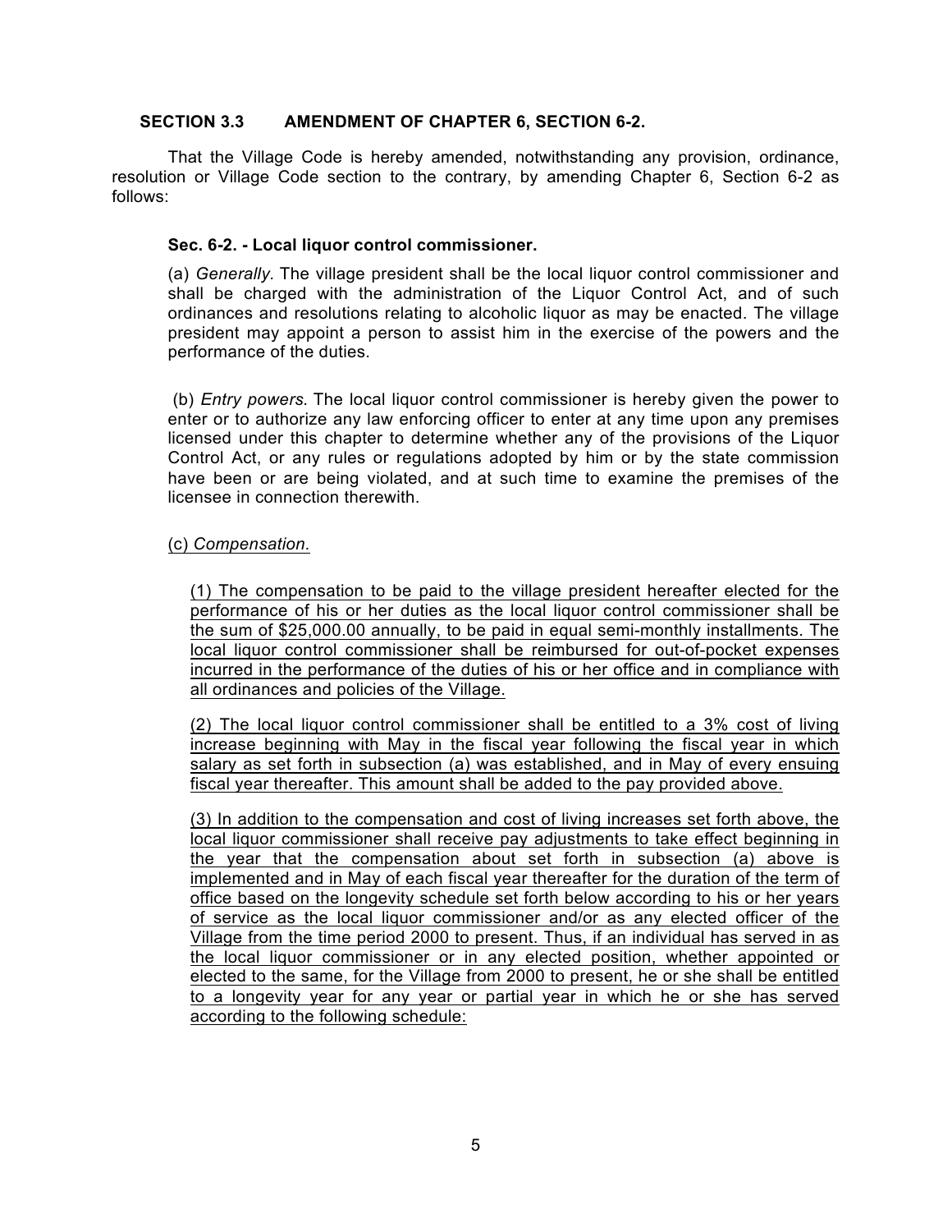**SECTION 3.3 AMENDMENT OF CHAPTER 6, SECTION 6-2.**

That the Village Code is hereby amended, notwithstanding any provision, ordinance, resolution or Village Code section to the contrary, by amending Chapter 6, Section 6-2 as follows:

**Sec. 6-2. - Local liquor control commissioner.**

(a) *Generally*. The village president shall be the local liquor control commissioner and shall be charged with the administration of the Liquor Control Act, and of such ordinances and resolutions relating to alcoholic liquor as may be enacted. The village president may appoint a person to assist him in the exercise of the powers and the performance of the duties.

(b) *Entry powers.* The local liquor control commissioner is hereby given the power to enter or to authorize any law enforcing officer to enter at any time upon any premises licensed under this chapter to determine whether any of the provisions of the Liquor Control Act, or any rules or regulations adopted by him or by the state commission have been or are being violated, and at such time to examine the premises of the licensee in connection therewith.

<u>(c) *Compensation.*</u>

<u>(1) The compensation to be paid to the village president hereafter elected for the performance of his or her duties as the local liquor control commissioner shall be the sum of $25,000.00 annually, to be paid in equal semi-monthly installments. The local liquor control commissioner shall be reimbursed for out-of-pocket expenses incurred in the performance of the duties of his or her office and in compliance with all ordinances and policies of the Village.</u>

<u>(2) The local liquor control commissioner shall be entitled to a 3% cost of living increase beginning with May in the fiscal year following the fiscal year in which salary as set forth in subsection (a) was established, and in May of every ensuing fiscal year thereafter. This amount shall be added to the pay provided above.</u>

<u>(3) In addition to the compensation and cost of living increases set forth above, the local liquor commissioner shall receive pay adjustments to take effect beginning in the year that the compensation about set forth in subsection (a) above is implemented and in May of each fiscal year thereafter for the duration of the term of office based on the longevity schedule set forth below according to his or her years of service as the local liquor commissioner and/or as any elected officer of the Village from the time period 2000 to present. Thus, if an individual has served in as the local liquor commissioner or in any elected position, whether appointed or elected to the same, for the Village from 2000 to present, he or she shall be entitled to a longevity year for any year or partial year in which he or she has served according to the following schedule:</u>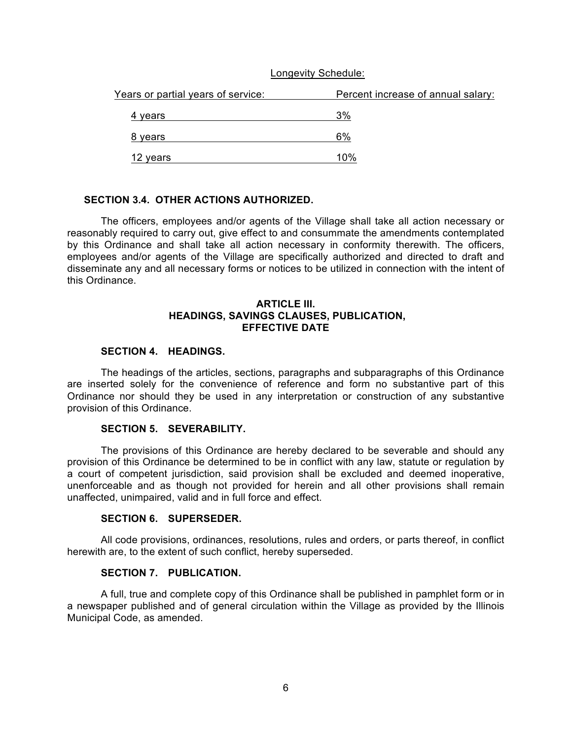Longevity Schedule:

| Years or partial years of service: | Percent increase of annual salary: |
|---|---|
| 4 years | 3% |
| 8 years | 6% |
| 12 years | 10% |

**SECTION 3.4. OTHER ACTIONS AUTHORIZED.**

The officers, employees and/or agents of the Village shall take all action necessary or reasonably required to carry out, give effect to and consummate the amendments contemplated by this Ordinance and shall take all action necessary in conformity therewith. The officers, employees and/or agents of the Village are specifically authorized and directed to draft and disseminate any and all necessary forms or notices to be utilized in connection with the intent of this Ordinance.

**ARTICLE III.**
**HEADINGS, SAVINGS CLAUSES, PUBLICATION, EFFECTIVE DATE**

**SECTION 4. HEADINGS.**

The headings of the articles, sections, paragraphs and subparagraphs of this Ordinance are inserted solely for the convenience of reference and form no substantive part of this Ordinance nor should they be used in any interpretation or construction of any substantive provision of this Ordinance.

**SECTION 5. SEVERABILITY.**

The provisions of this Ordinance are hereby declared to be severable and should any provision of this Ordinance be determined to be in conflict with any law, statute or regulation by a court of competent jurisdiction, said provision shall be excluded and deemed inoperative, unenforceable and as though not provided for herein and all other provisions shall remain unaffected, unimpaired, valid and in full force and effect.

**SECTION 6. SUPERSEDER.**

All code provisions, ordinances, resolutions, rules and orders, or parts thereof, in conflict herewith are, to the extent of such conflict, hereby superseded.

**SECTION 7. PUBLICATION.**

A full, true and complete copy of this Ordinance shall be published in pamphlet form or in a newspaper published and of general circulation within the Village as provided by the Illinois Municipal Code, as amended.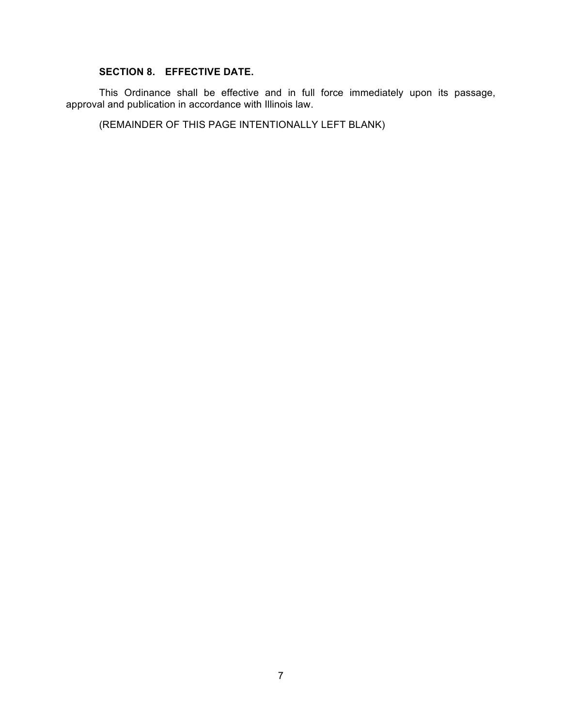**SECTION 8. EFFECTIVE DATE.**

This Ordinance shall be effective and in full force immediately upon its passage, approval and publication in accordance with Illinois law.

(REMAINDER OF THIS PAGE INTENTIONALLY LEFT BLANK)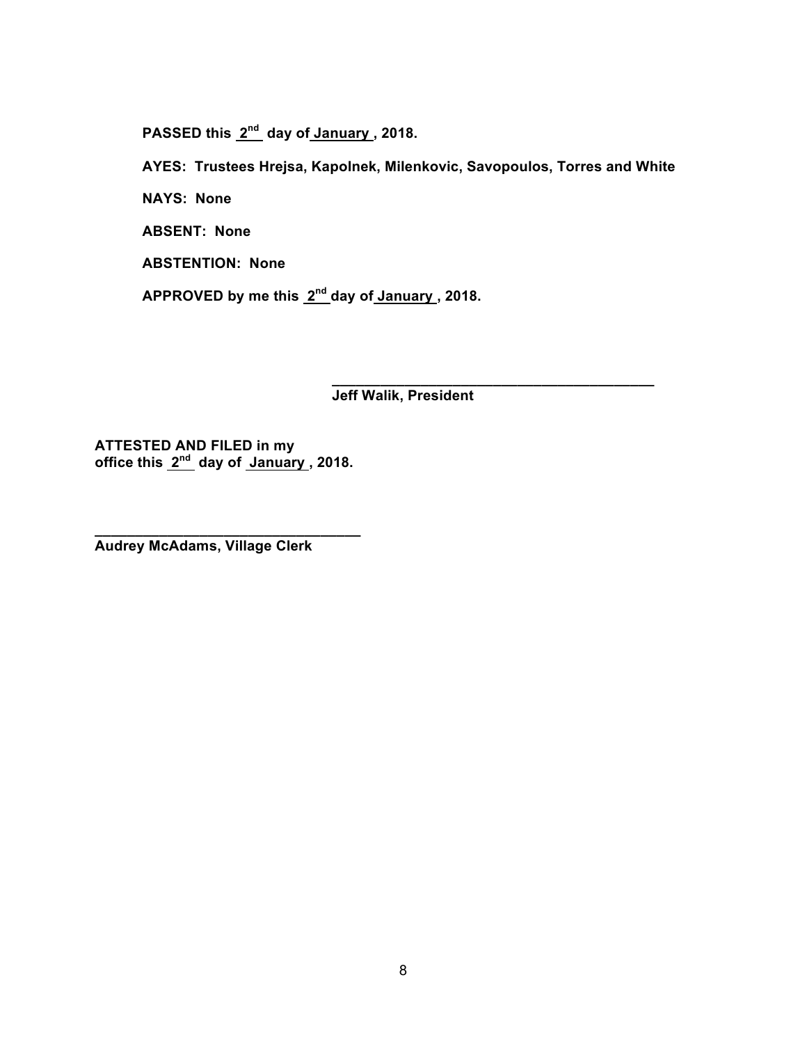**PASSED this 2nd day of January, 2018.**

**AYES: Trustees Hrejsa, Kapolnek, Milenkovic, Savopoulos, Torres and White**

**NAYS: None**

**ABSENT: None**

**ABSTENTION: None**

**APPROVED by me this 2nd day of January, 2018.**

\_\_\_\_\_\_\_\_\_\_\_\_\_\_\_\_\_\_\_\_\_\_\_\_\_\_\_\_\_\_\_\_\_\_\_\_\_\_\_\_
**Jeff Walik, President**

**ATTESTED AND FILED in my office this 2nd day of January, 2018.**

\_\_\_\_\_\_\_\_\_\_\_\_\_\_\_\_\_\_\_\_\_\_\_\_\_\_\_\_\_\_\_\_\_\_
**Audrey McAdams, Village Clerk**